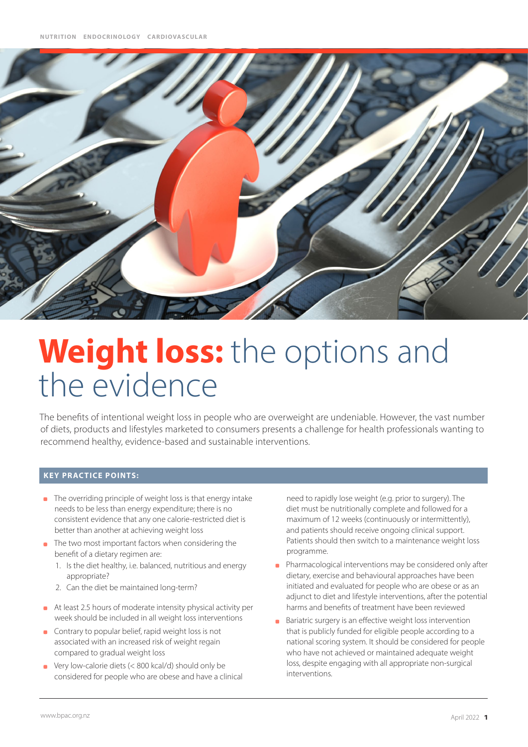NUTRITION ENDOCRINOLOGY CARDIOVASCULAR

# Weight loss: the options and the evidence

The benefits of intentional weight loss in people who are overweight are undeniable. However, the vast number of diets, products and lifestyles marketed to consumers presents a challenge for health professionals wanting to recommend healthy, evidence-based and sustainable interventions.

## KEY PRACTICE POINTS:

- The overriding principle of weight loss is that energy intake needs to be less than energy expenditure; there is no consistent evidence that any one calorie-restricted diet is better than another at achieving weight loss
- The two most important factors when considering the benefit of a dietary regimen are:
  1. Is the diet healthy, i.e. balanced, nutritious and energy appropriate?
  2. Can the diet be maintained long-term?
- At least 2.5 hours of moderate intensity physical activity per week should be included in all weight loss interventions
- Contrary to popular belief, rapid weight loss is not associated with an increased risk of weight regain compared to gradual weight loss
- Very low-calorie diets (< 800 kcal/d) should only be considered for people who are obese and have a clinical need to rapidly lose weight (e.g. prior to surgery). The diet must be nutritionally complete and followed for a maximum of 12 weeks (continuously or intermittently), and patients should receive ongoing clinical support. Patients should then switch to a maintenance weight loss programme.
- Pharmacological interventions may be considered only after dietary, exercise and behavioural approaches have been initiated and evaluated for people who are obese or as an adjunct to diet and lifestyle interventions, after the potential harms and benefits of treatment have been reviewed
- Bariatric surgery is an effective weight loss intervention that is publicly funded for eligible people according to a national scoring system. It should be considered for people who have not achieved or maintained adequate weight loss, despite engaging with all appropriate non-surgical interventions.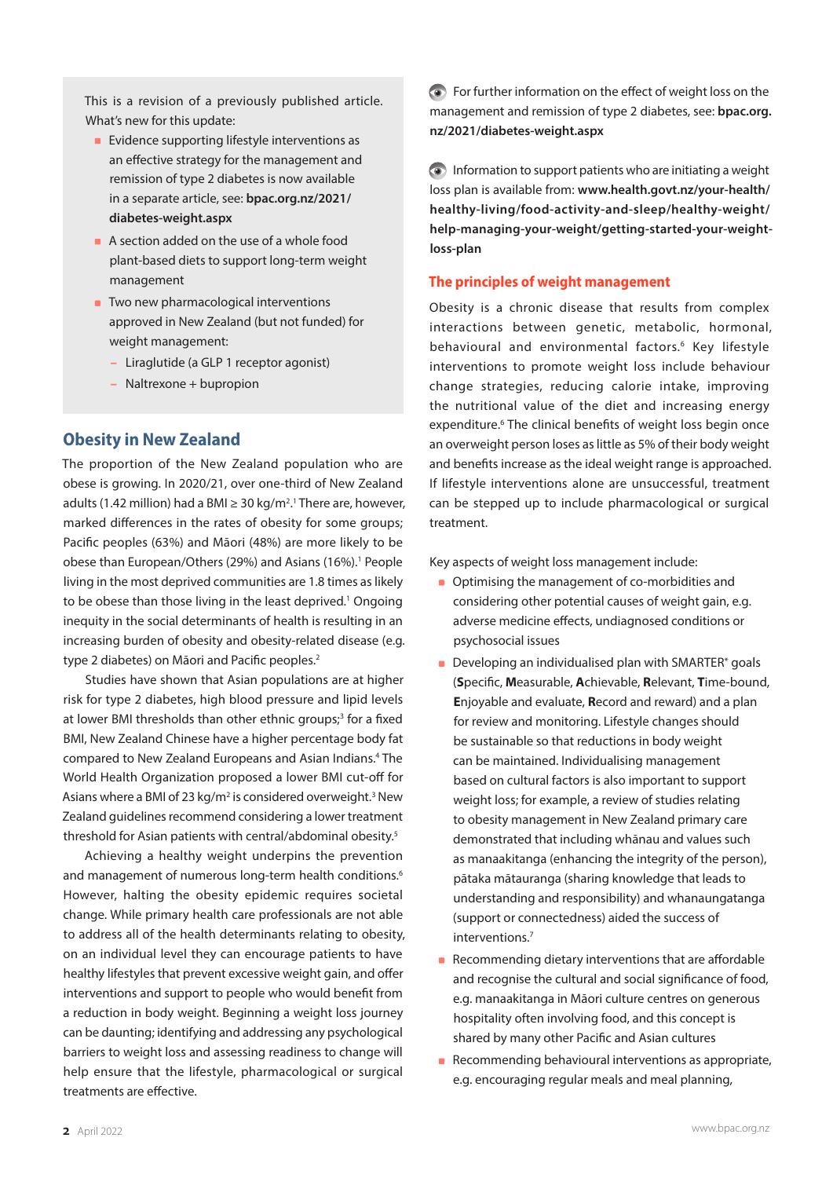This is a revision of a previously published article. What's new for this update:

- Evidence supporting lifestyle interventions as an effective strategy for the management and remission of type 2 diabetes is now available in a separate article, see: **bpac.org.nz/2021/diabetes-weight.aspx**
- A section added on the use of a whole food plant-based diets to support long-term weight management
- Two new pharmacological interventions approved in New Zealand (but not funded) for weight management:
  - Liraglutide (a GLP 1 receptor agonist)
  - Naltrexone + bupropion

## Obesity in New Zealand

The proportion of the New Zealand population who are obese is growing. In 2020/21, over one-third of New Zealand adults (1.42 million) had a BMI ≥ 30 kg/m$^2$.[1] There are, however, marked differences in the rates of obesity for some groups; Pacific peoples (63%) and Māori (48%) are more likely to be obese than European/Others (29%) and Asians (16%).[1] People living in the most deprived communities are 1.8 times as likely to be obese than those living in the least deprived.[1] Ongoing inequity in the social determinants of health is resulting in an increasing burden of obesity and obesity-related disease (e.g. type 2 diabetes) on Māori and Pacific peoples.[2]

Studies have shown that Asian populations are at higher risk for type 2 diabetes, high blood pressure and lipid levels at lower BMI thresholds than other ethnic groups;[3] for a fixed BMI, New Zealand Chinese have a higher percentage body fat compared to New Zealand Europeans and Asian Indians.[4] The World Health Organization proposed a lower BMI cut-off for Asians where a BMI of 23 kg/m$^2$ is considered overweight.[3] New Zealand guidelines recommend considering a lower treatment threshold for Asian patients with central/abdominal obesity.[5]

Achieving a healthy weight underpins the prevention and management of numerous long-term health conditions.[6] However, halting the obesity epidemic requires societal change. While primary health care professionals are not able to address all of the health determinants relating to obesity, on an individual level they can encourage patients to have healthy lifestyles that prevent excessive weight gain, and offer interventions and support to people who would benefit from a reduction in body weight. Beginning a weight loss journey can be daunting; identifying and addressing any psychological barriers to weight loss and assessing readiness to change will help ensure that the lifestyle, pharmacological or surgical treatments are effective.

For further information on the effect of weight loss on the management and remission of type 2 diabetes, see: **bpac.org.nz/2021/diabetes-weight.aspx**

Information to support patients who are initiating a weight loss plan is available from: **www.health.govt.nz/your-health/healthy-living/food-activity-and-sleep/healthy-weight/help-managing-your-weight/getting-started-your-weight-loss-plan**

## The principles of weight management

Obesity is a chronic disease that results from complex interactions between genetic, metabolic, hormonal, behavioural and environmental factors.[6] Key lifestyle interventions to promote weight loss include behaviour change strategies, reducing calorie intake, improving the nutritional value of the diet and increasing energy expenditure.[6] The clinical benefits of weight loss begin once an overweight person loses as little as 5% of their body weight and benefits increase as the ideal weight range is approached. If lifestyle interventions alone are unsuccessful, treatment can be stepped up to include pharmacological or surgical treatment.

Key aspects of weight loss management include:

- Optimising the management of co-morbidities and considering other potential causes of weight gain, e.g. adverse medicine effects, undiagnosed conditions or psychosocial issues
- Developing an individualised plan with SMARTER* goals (**S**pecific, **M**easurable, **A**chievable, **R**elevant, **T**ime-bound, **E**njoyable and evaluate, **R**ecord and reward) and a plan for review and monitoring. Lifestyle changes should be sustainable so that reductions in body weight can be maintained. Individualising management based on cultural factors is also important to support weight loss; for example, a review of studies relating to obesity management in New Zealand primary care demonstrated that including whānau and values such as manaakitanga (enhancing the integrity of the person), pātaka mātauranga (sharing knowledge that leads to understanding and responsibility) and whanaungatanga (support or connectedness) aided the success of interventions.[7]
- Recommending dietary interventions that are affordable and recognise the cultural and social significance of food, e.g. manaakitanga in Māori culture centres on generous hospitality often involving food, and this concept is shared by many other Pacific and Asian cultures
- Recommending behavioural interventions as appropriate, e.g. encouraging regular meals and meal planning,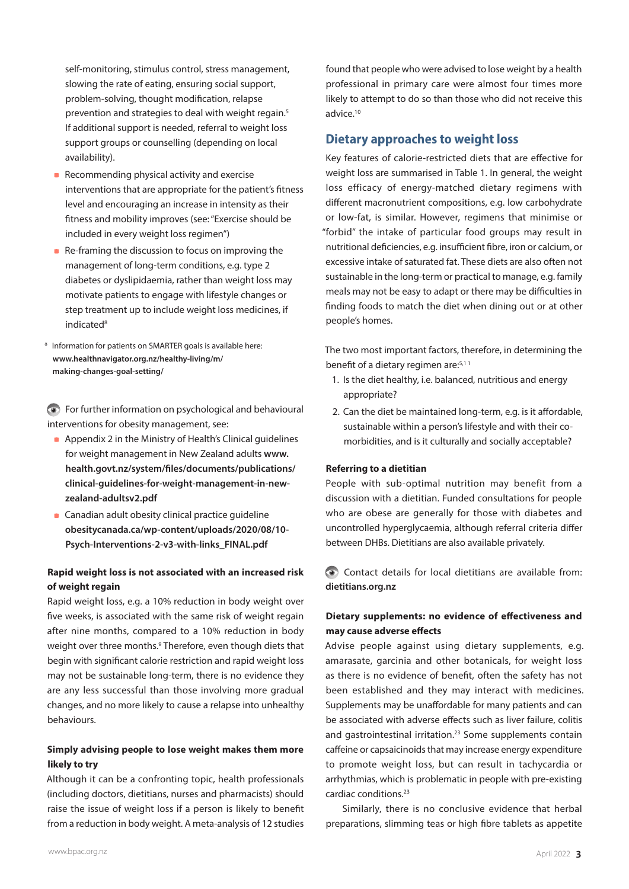self-monitoring, stimulus control, stress management, slowing the rate of eating, ensuring social support, problem-solving, thought modification, relapse prevention and strategies to deal with weight regain.[5] If additional support is needed, referral to weight loss support groups or counselling (depending on local availability).

- Recommending physical activity and exercise interventions that are appropriate for the patient's fitness level and encouraging an increase in intensity as their fitness and mobility improves (see: "Exercise should be included in every weight loss regimen")
- Re-framing the discussion to focus on improving the management of long-term conditions, e.g. type 2 diabetes or dyslipidaemia, rather than weight loss may motivate patients to engage with lifestyle changes or step treatment up to include weight loss medicines, if indicated[8]

\* Information for patients on SMARTER goals is available here: **www.healthnavigator.org.nz/healthy-living/m/making-changes-goal-setting/**

For further information on psychological and behavioural interventions for obesity management, see:

- Appendix 2 in the Ministry of Health's Clinical guidelines for weight management in New Zealand adults **www.health.govt.nz/system/files/documents/publications/clinical-guidelines-for-weight-management-in-new-zealand-adultsv2.pdf**
- Canadian adult obesity clinical practice guideline **obesitycanada.ca/wp-content/uploads/2020/08/10-Psych-Interventions-2-v3-with-links_FINAL.pdf**

### Rapid weight loss is not associated with an increased risk of weight regain

Rapid weight loss, e.g. a 10% reduction in body weight over five weeks, is associated with the same risk of weight regain after nine months, compared to a 10% reduction in body weight over three months.[9] Therefore, even though diets that begin with significant calorie restriction and rapid weight loss may not be sustainable long-term, there is no evidence they are any less successful than those involving more gradual changes, and no more likely to cause a relapse into unhealthy behaviours.

### Simply advising people to lose weight makes them more likely to try

Although it can be a confronting topic, health professionals (including doctors, dietitians, nurses and pharmacists) should raise the issue of weight loss if a person is likely to benefit from a reduction in body weight. A meta-analysis of 12 studies found that people who were advised to lose weight by a health professional in primary care were almost four times more likely to attempt to do so than those who did not receive this advice.[10]

## Dietary approaches to weight loss

Key features of calorie-restricted diets that are effective for weight loss are summarised in Table 1. In general, the weight loss efficacy of energy-matched dietary regimens with different macronutrient compositions, e.g. low carbohydrate or low-fat, is similar. However, regimens that minimise or "forbid" the intake of particular food groups may result in nutritional deficiencies, e.g. insufficient fibre, iron or calcium, or excessive intake of saturated fat. These diets are also often not sustainable in the long-term or practical to manage, e.g. family meals may not be easy to adapt or there may be difficulties in finding foods to match the diet when dining out or at other people's homes.

The two most important factors, therefore, in determining the benefit of a dietary regimen are:[5,11]

1. Is the diet healthy, i.e. balanced, nutritious and energy appropriate?
2. Can the diet be maintained long-term, e.g. is it affordable, sustainable within a person's lifestyle and with their co-morbidities, and is it culturally and socially acceptable?

### Referring to a dietitian

People with sub-optimal nutrition may benefit from a discussion with a dietitian. Funded consultations for people who are obese are generally for those with diabetes and uncontrolled hyperglycaemia, although referral criteria differ between DHBs. Dietitians are also available privately.

Contact details for local dietitians are available from: **dietitians.org.nz**

### Dietary supplements: no evidence of effectiveness and may cause adverse effects

Advise people against using dietary supplements, e.g. amarasate, garcinia and other botanicals, for weight loss as there is no evidence of benefit, often the safety has not been established and they may interact with medicines. Supplements may be unaffordable for many patients and can be associated with adverse effects such as liver failure, colitis and gastrointestinal irritation.[23] Some supplements contain caffeine or capsaicinoids that may increase energy expenditure to promote weight loss, but can result in tachycardia or arrhythmias, which is problematic in people with pre-existing cardiac conditions.[23]

Similarly, there is no conclusive evidence that herbal preparations, slimming teas or high fibre tablets as appetite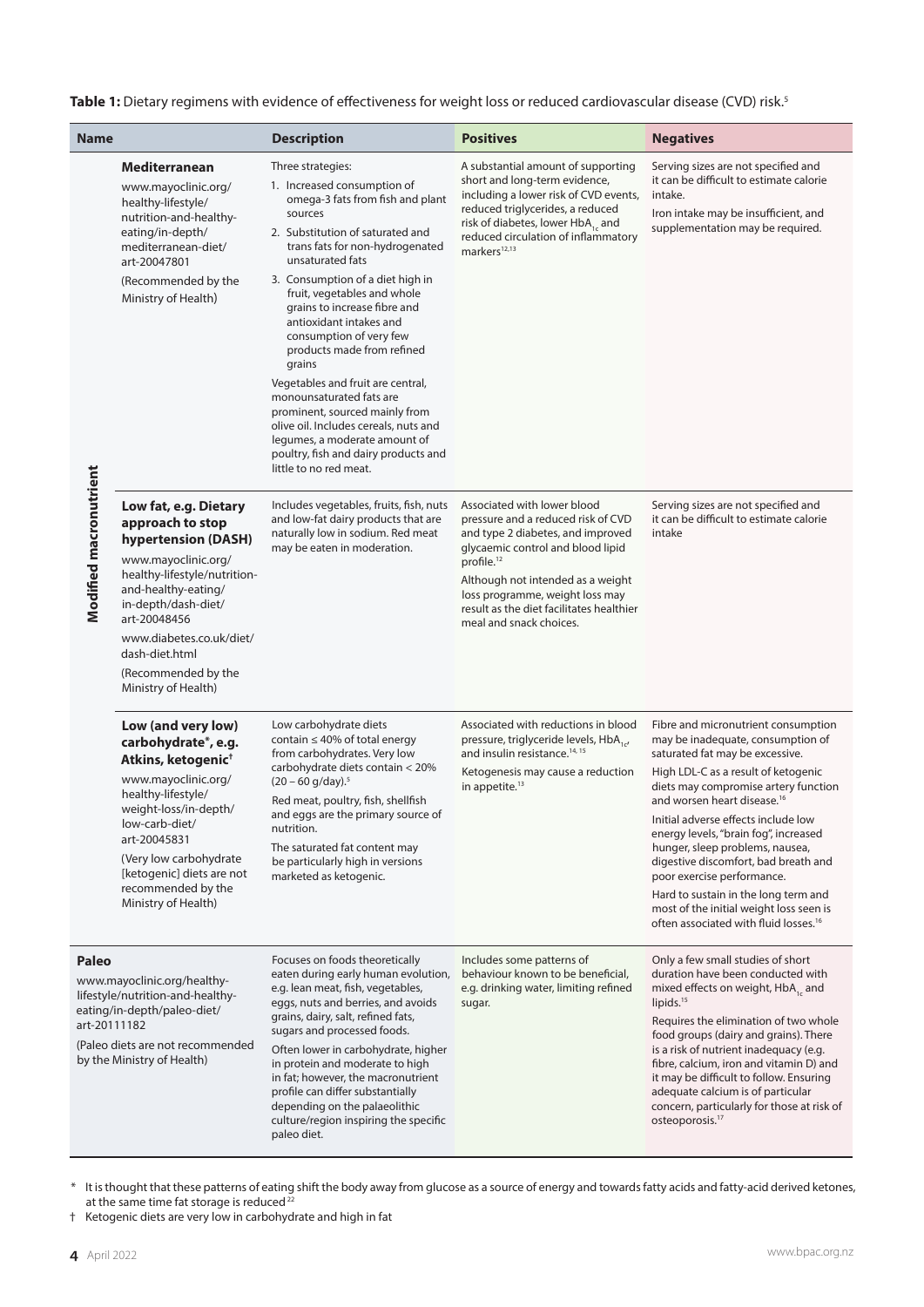**Table 1:** Dietary regimens with evidence of effectiveness for weight loss or reduced cardiovascular disease (CVD) risk.[5]

| Name | | Description | Positives | Negatives |
|---|---|---|---|---|
| Modified macronutrient | **Mediterranean**<br>www.mayoclinic.org/healthy-lifestyle/nutrition-and-healthy-eating/in-depth/mediterranean-diet/art-20047801<br>(Recommended by the Ministry of Health) | Three strategies:<br>1. Increased consumption of omega-3 fats from fish and plant sources<br>2. Substitution of saturated and trans fats for non-hydrogenated unsaturated fats<br>3. Consumption of a diet high in fruit, vegetables and whole grains to increase fibre and antioxidant intakes and consumption of very few products made from refined grains<br>Vegetables and fruit are central, monounsaturated fats are prominent, sourced mainly from olive oil. Includes cereals, nuts and legumes, a moderate amount of poultry, fish and dairy products and little to no red meat. | A substantial amount of supporting short and long-term evidence, including a lower risk of CVD events, reduced triglycerides, a reduced risk of diabetes, lower $HbA_{1c}$ and reduced circulation of inflammatory markers[12,13] | Serving sizes are not specified and it can be difficult to estimate calorie intake.<br>Iron intake may be insufficient, and supplementation may be required. |
| | **Low fat, e.g. Dietary approach to stop hypertension (DASH)**<br>www.mayoclinic.org/healthy-lifestyle/nutrition-and-healthy-eating/in-depth/dash-diet/art-20048456<br>www.diabetes.co.uk/diet/dash-diet.html<br>(Recommended by the Ministry of Health) | Includes vegetables, fruits, fish, nuts and low-fat dairy products that are naturally low in sodium. Red meat may be eaten in moderation. | Associated with lower blood pressure and a reduced risk of CVD and type 2 diabetes, and improved glycaemic control and blood lipid profile.[12]<br>Although not intended as a weight loss programme, weight loss may result as the diet facilitates healthier meal and snack choices. | Serving sizes are not specified and it can be difficult to estimate calorie intake |
| | **Low (and very low) carbohydrate\*, e.g. Atkins, ketogenic†**<br>www.mayoclinic.org/healthy-lifestyle/weight-loss/in-depth/low-carb-diet/art-20045831<br>(Very low carbohydrate [ketogenic] diets are not recommended by the Ministry of Health) | Low carbohydrate diets contain ≤ 40% of total energy from carbohydrates. Very low carbohydrate diets contain < 20% (20 – 60 g/day).[5]<br>Red meat, poultry, fish, shellfish and eggs are the primary source of nutrition.<br>The saturated fat content may be particularly high in versions marketed as ketogenic. | Associated with reductions in blood pressure, triglyceride levels, $HbA_{1c}$, and insulin resistance.[14,15]<br>Ketogenesis may cause a reduction in appetite.[13] | Fibre and micronutrient consumption may be inadequate, consumption of saturated fat may be excessive.<br>High LDL-C as a result of ketogenic diets may compromise artery function and worsen heart disease.[16]<br>Initial adverse effects include low energy levels, "brain fog", increased hunger, sleep problems, nausea, digestive discomfort, bad breath and poor exercise performance.<br>Hard to sustain in the long term and most of the initial weight loss seen is often associated with fluid losses.[16] |
| **Paleo**<br>www.mayoclinic.org/healthy-lifestyle/nutrition-and-healthy-eating/in-depth/paleo-diet/art-20111182<br>(Paleo diets are not recommended by the Ministry of Health) | | Focuses on foods theoretically eaten during early human evolution, e.g. lean meat, fish, vegetables, eggs, nuts and berries, and avoids grains, dairy, salt, refined fats, sugars and processed foods.<br>Often lower in carbohydrate, higher in protein and moderate to high in fat; however, the macronutrient profile can differ substantially depending on the palaeolithic culture/region inspiring the specific paleo diet. | Includes some patterns of behaviour known to be beneficial, e.g. drinking water, limiting refined sugar. | Only a few small studies of short duration have been conducted with mixed effects on weight, $HbA_{1c}$ and lipids.[15]<br>Requires the elimination of two whole food groups (dairy and grains). There is a risk of nutrient inadequacy (e.g. fibre, calcium, iron and vitamin D) and it may be difficult to follow. Ensuring adequate calcium is of particular concern, particularly for those at risk of osteoporosis.[17] |

\* It is thought that these patterns of eating shift the body away from glucose as a source of energy and towards fatty acids and fatty-acid derived ketones, at the same time fat storage is reduced[22]

† Ketogenic diets are very low in carbohydrate and high in fat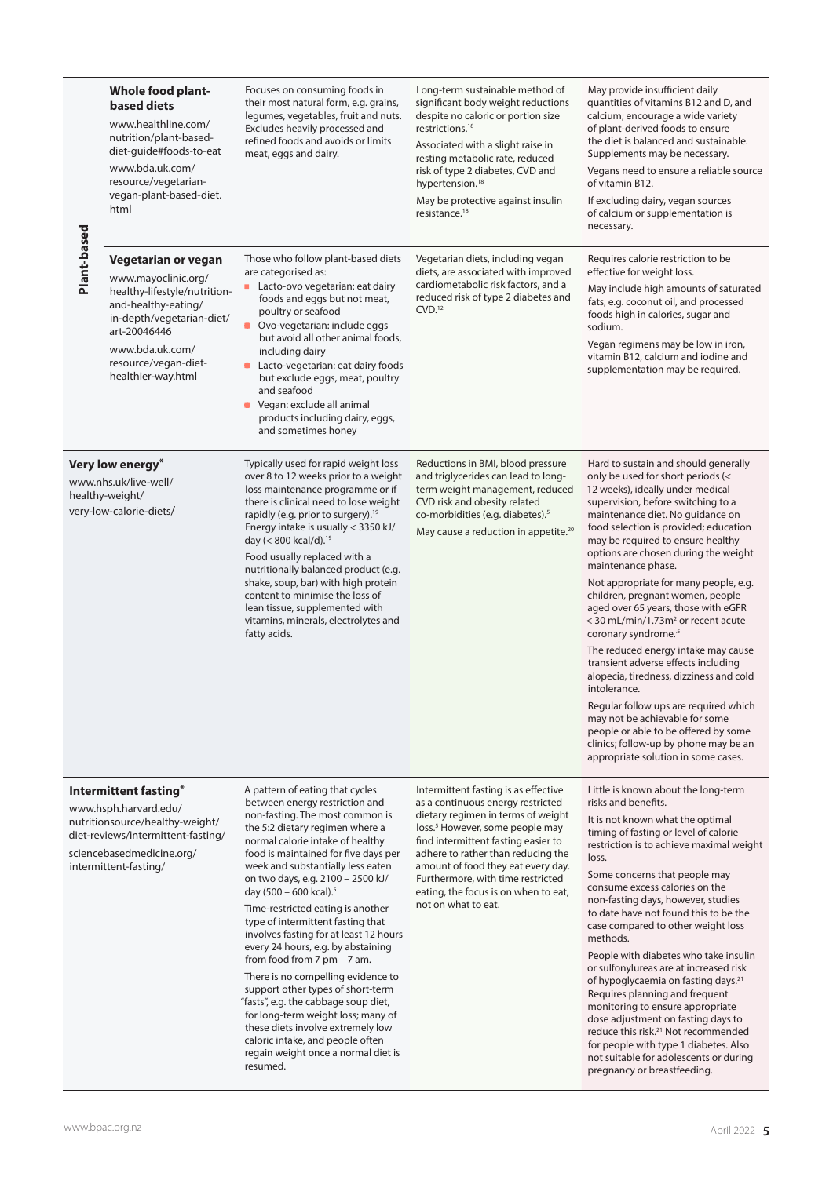| | Diet | Description | Benefits | Considerations |
|---|---|---|---|---|
| Plant-based | **Whole food plant-based diets**<br>www.healthline.com/nutrition/plant-based-diet-guide#foods-to-eat<br>www.bda.uk.com/resource/vegetarian-vegan-plant-based-diet.html | Focuses on consuming foods in their most natural form, e.g. grains, legumes, vegetables, fruit and nuts. Excludes heavily processed and refined foods and avoids or limits meat, eggs and dairy. | Long-term sustainable method of significant body weight reductions despite no caloric or portion size restrictions.[18]<br>Associated with a slight raise in resting metabolic rate, reduced risk of type 2 diabetes, CVD and hypertension.[18]<br>May be protective against insulin resistance.[18] | May provide insufficient daily quantities of vitamins B12 and D, and calcium; encourage a wide variety of plant-derived foods to ensure the diet is balanced and sustainable. Supplements may be necessary.<br>Vegans need to ensure a reliable source of vitamin B12.<br>If excluding dairy, vegan sources of calcium or supplementation is necessary. |
| Plant-based | **Vegetarian or vegan**<br>www.mayoclinic.org/healthy-lifestyle/nutrition-and-healthy-eating/in-depth/vegetarian-diet/art-20046446<br>www.bda.uk.com/resource/vegan-diet-healthier-way.html | Those who follow plant-based diets are categorised as:<br>- Lacto-ovo vegetarian: eat dairy foods and eggs but not meat, poultry or seafood<br>- Ovo-vegetarian: include eggs but avoid all other animal foods, including dairy<br>- Lacto-vegetarian: eat dairy foods but exclude eggs, meat, poultry and seafood<br>- Vegan: exclude all animal products including dairy, eggs, and sometimes honey | Vegetarian diets, including vegan diets, are associated with improved cardiometabolic risk factors, and a reduced risk of type 2 diabetes and CVD.[12] | Requires calorie restriction to be effective for weight loss.<br>May include high amounts of saturated fats, e.g. coconut oil, and processed foods high in calories, sugar and sodium.<br>Vegan regimens may be low in iron, vitamin B12, calcium and iodine and supplementation may be required. |
| **Very low energy***<br>www.nhs.uk/live-well/healthy-weight/very-low-calorie-diets/ | | Typically used for rapid weight loss over 8 to 12 weeks prior to a weight loss maintenance programme or if there is clinical need to lose weight rapidly (e.g. prior to surgery).[19] Energy intake is usually < 3350 kJ/day (< 800 kcal/d).[19]<br>Food usually replaced with a nutritionally balanced product (e.g. shake, soup, bar) with high protein content to minimise the loss of lean tissue, supplemented with vitamins, minerals, electrolytes and fatty acids. | Reductions in BMI, blood pressure and triglycerides can lead to long-term weight management, reduced CVD risk and obesity related co-morbidities (e.g. diabetes).[5]<br>May cause a reduction in appetite.[20] | Hard to sustain and should generally only be used for short periods (< 12 weeks), ideally under medical supervision, before switching to a maintenance diet. No guidance on food selection is provided; education may be required to ensure healthy options are chosen during the weight maintenance phase.<br>Not appropriate for many people, e.g. children, pregnant women, people aged over 65 years, those with eGFR < 30 mL/min/1.73m² or recent acute coronary syndrome.[5]<br>The reduced energy intake may cause transient adverse effects including alopecia, tiredness, dizziness and cold intolerance.<br>Regular follow ups are required which may not be achievable for some people or able to be offered by some clinics; follow-up by phone may be an appropriate solution in some cases. |
| **Intermittent fasting***<br>www.hsph.harvard.edu/nutritionsource/healthy-weight/diet-reviews/intermittent-fasting/<br>sciencebasedmedicine.org/intermittent-fasting/ | | A pattern of eating that cycles between energy restriction and non-fasting. The most common is the 5:2 dietary regimen where a normal calorie intake of healthy food is maintained for five days per week and substantially less eaten on two days, e.g. 2100 – 2500 kJ/day (500 – 600 kcal).[5]<br>Time-restricted eating is another type of intermittent fasting that involves fasting for at least 12 hours every 24 hours, e.g. by abstaining from food from 7 pm – 7 am.<br>There is no compelling evidence to support other types of short-term "fasts", e.g. the cabbage soup diet, for long-term weight loss; many of these diets involve extremely low caloric intake, and people often regain weight once a normal diet is resumed. | Intermittent fasting is as effective as a continuous energy restricted dietary regimen in terms of weight loss.[5] However, some people may find intermittent fasting easier to adhere to rather than reducing the amount of food they eat every day. Furthermore, with time restricted eating, the focus is on when to eat, not on what to eat. | Little is known about the long-term risks and benefits.<br>It is not known what the optimal timing of fasting or level of calorie restriction is to achieve maximal weight loss.<br>Some concerns that people may consume excess calories on the non-fasting days, however, studies to date have not found this to be the case compared to other weight loss methods.<br>People with diabetes who take insulin or sulfonylureas are at increased risk of hypoglycaemia on fasting days.[21] Requires planning and frequent monitoring to ensure appropriate dose adjustment on fasting days to reduce this risk.[21] Not recommended for people with type 1 diabetes. Also not suitable for adolescents or during pregnancy or breastfeeding. |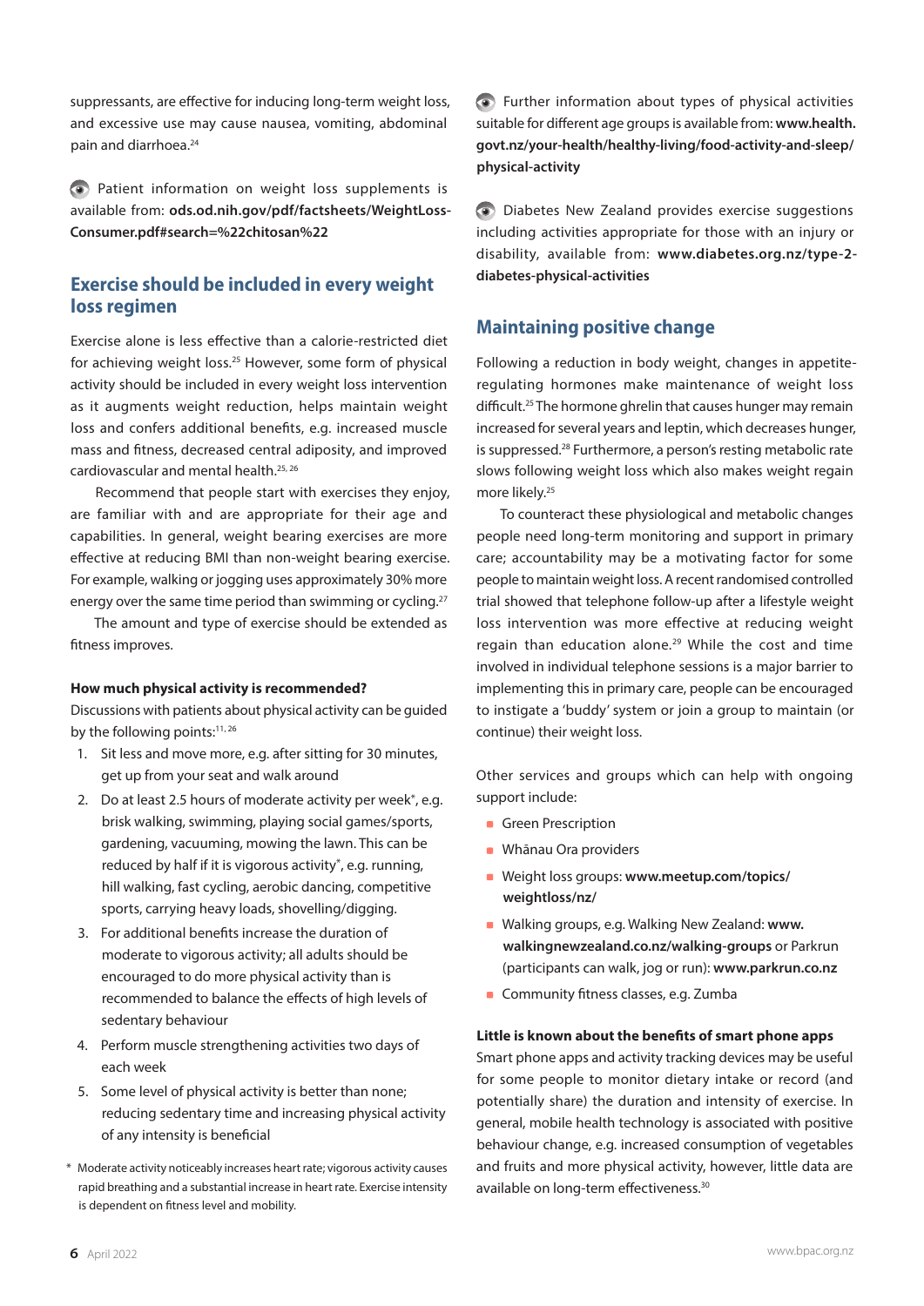suppressants, are effective for inducing long-term weight loss, and excessive use may cause nausea, vomiting, abdominal pain and diarrhoea.[24]

Patient information on weight loss supplements is available from: **ods.od.nih.gov/pdf/factsheets/WeightLoss-Consumer.pdf#search=%22chitosan%22**

## Exercise should be included in every weight loss regimen

Exercise alone is less effective than a calorie-restricted diet for achieving weight loss.[25] However, some form of physical activity should be included in every weight loss intervention as it augments weight reduction, helps maintain weight loss and confers additional benefits, e.g. increased muscle mass and fitness, decreased central adiposity, and improved cardiovascular and mental health.[25, 26]

Recommend that people start with exercises they enjoy, are familiar with and are appropriate for their age and capabilities. In general, weight bearing exercises are more effective at reducing BMI than non-weight bearing exercise. For example, walking or jogging uses approximately 30% more energy over the same time period than swimming or cycling.[27]

The amount and type of exercise should be extended as fitness improves.

**How much physical activity is recommended?**

Discussions with patients about physical activity can be guided by the following points:[11, 26]

1. Sit less and move more, e.g. after sitting for 30 minutes, get up from your seat and walk around
2. Do at least 2.5 hours of moderate activity per week*, e.g. brisk walking, swimming, playing social games/sports, gardening, vacuuming, mowing the lawn. This can be reduced by half if it is vigorous activity*, e.g. running, hill walking, fast cycling, aerobic dancing, competitive sports, carrying heavy loads, shovelling/digging.
3. For additional benefits increase the duration of moderate to vigorous activity; all adults should be encouraged to do more physical activity than is recommended to balance the effects of high levels of sedentary behaviour
4. Perform muscle strengthening activities two days of each week
5. Some level of physical activity is better than none; reducing sedentary time and increasing physical activity of any intensity is beneficial

\* Moderate activity noticeably increases heart rate; vigorous activity causes rapid breathing and a substantial increase in heart rate. Exercise intensity is dependent on fitness level and mobility.

Further information about types of physical activities suitable for different age groups is available from: **www.health.govt.nz/your-health/healthy-living/food-activity-and-sleep/physical-activity**

Diabetes New Zealand provides exercise suggestions including activities appropriate for those with an injury or disability, available from: **www.diabetes.org.nz/type-2-diabetes-physical-activities**

## Maintaining positive change

Following a reduction in body weight, changes in appetite-regulating hormones make maintenance of weight loss difficult.[25] The hormone ghrelin that causes hunger may remain increased for several years and leptin, which decreases hunger, is suppressed.[28] Furthermore, a person's resting metabolic rate slows following weight loss which also makes weight regain more likely.[25]

To counteract these physiological and metabolic changes people need long-term monitoring and support in primary care; accountability may be a motivating factor for some people to maintain weight loss. A recent randomised controlled trial showed that telephone follow-up after a lifestyle weight loss intervention was more effective at reducing weight regain than education alone.[29] While the cost and time involved in individual telephone sessions is a major barrier to implementing this in primary care, people can be encouraged to instigate a 'buddy' system or join a group to maintain (or continue) their weight loss.

Other services and groups which can help with ongoing support include:

- Green Prescription
- Whānau Ora providers
- Weight loss groups: **www.meetup.com/topics/weightloss/nz/**
- Walking groups, e.g. Walking New Zealand: **www.walkingnewzealand.co.nz/walking-groups** or Parkrun (participants can walk, jog or run): **www.parkrun.co.nz**
- Community fitness classes, e.g. Zumba

**Little is known about the benefits of smart phone apps**

Smart phone apps and activity tracking devices may be useful for some people to monitor dietary intake or record (and potentially share) the duration and intensity of exercise. In general, mobile health technology is associated with positive behaviour change, e.g. increased consumption of vegetables and fruits and more physical activity, however, little data are available on long-term effectiveness.[30]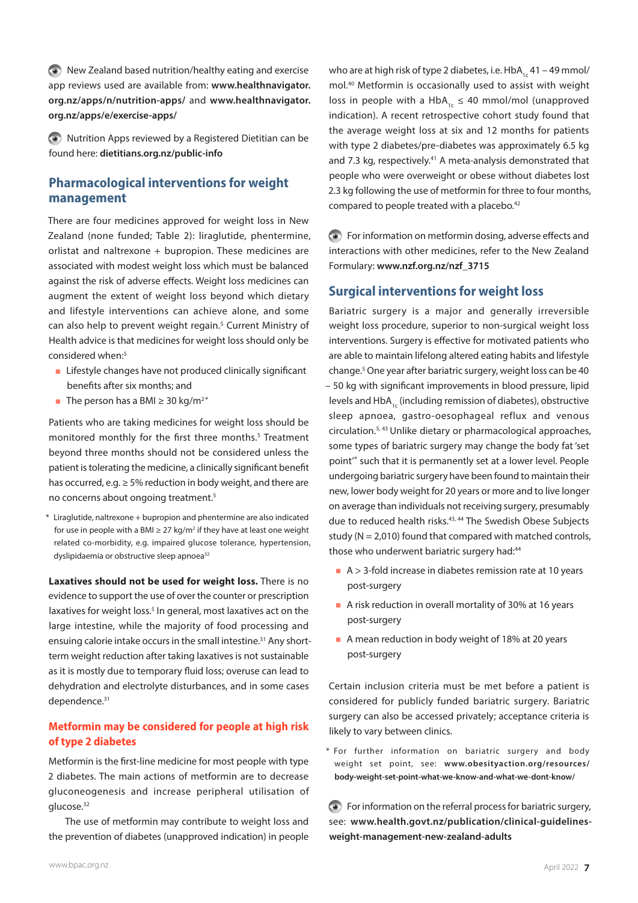New Zealand based nutrition/healthy eating and exercise app reviews used are available from: **www.healthnavigator.org.nz/apps/n/nutrition-apps/** and **www.healthnavigator.org.nz/apps/e/exercise-apps/**

Nutrition Apps reviewed by a Registered Dietitian can be found here: **dietitians.org.nz/public-info**

## Pharmacological interventions for weight management

There are four medicines approved for weight loss in New Zealand (none funded; Table 2): liraglutide, phentermine, orlistat and naltrexone + bupropion. These medicines are associated with modest weight loss which must be balanced against the risk of adverse effects. Weight loss medicines can augment the extent of weight loss beyond which dietary and lifestyle interventions can achieve alone, and some can also help to prevent weight regain.[5] Current Ministry of Health advice is that medicines for weight loss should only be considered when:[5]

- Lifestyle changes have not produced clinically significant benefits after six months; and
- The person has a BMI ≥ 30 kg/m$^2$*

Patients who are taking medicines for weight loss should be monitored monthly for the first three months.[5] Treatment beyond three months should not be considered unless the patient is tolerating the medicine, a clinically significant benefit has occurred, e.g. ≥ 5% reduction in body weight, and there are no concerns about ongoing treatment.[5]

\* Liraglutide, naltrexone + bupropion and phentermine are also indicated for use in people with a BMI ≥ 27 kg/m$^2$ if they have at least one weight related co-morbidity, e.g. impaired glucose tolerance, hypertension, dyslipidaemia or obstructive sleep apnoea[32]

**Laxatives should not be used for weight loss.** There is no evidence to support the use of over the counter or prescription laxatives for weight loss.[5] In general, most laxatives act on the large intestine, while the majority of food processing and ensuing calorie intake occurs in the small intestine.[31] Any short-term weight reduction after taking laxatives is not sustainable as it is mostly due to temporary fluid loss; overuse can lead to dehydration and electrolyte disturbances, and in some cases dependence.[31]

### Metformin may be considered for people at high risk of type 2 diabetes

Metformin is the first-line medicine for most people with type 2 diabetes. The main actions of metformin are to decrease gluconeogenesis and increase peripheral utilisation of glucose.[32]

The use of metformin may contribute to weight loss and the prevention of diabetes (unapproved indication) in people who are at high risk of type 2 diabetes, i.e. $HbA_{1c}$ 41 – 49 mmol/mol.[40] Metformin is occasionally used to assist with weight loss in people with a $HbA_{1c}$ ≤ 40 mmol/mol (unapproved indication). A recent retrospective cohort study found that the average weight loss at six and 12 months for patients with type 2 diabetes/pre-diabetes was approximately 6.5 kg and 7.3 kg, respectively.[41] A meta-analysis demonstrated that people who were overweight or obese without diabetes lost 2.3 kg following the use of metformin for three to four months, compared to people treated with a placebo.[42]

For information on metformin dosing, adverse effects and interactions with other medicines, refer to the New Zealand Formulary: **www.nzf.org.nz/nzf_3715**

## Surgical interventions for weight loss

Bariatric surgery is a major and generally irreversible weight loss procedure, superior to non-surgical weight loss interventions. Surgery is effective for motivated patients who are able to maintain lifelong altered eating habits and lifestyle change.[5] One year after bariatric surgery, weight loss can be 40 – 50 kg with significant improvements in blood pressure, lipid levels and $HbA_{1c}$ (including remission of diabetes), obstructive sleep apnoea, gastro-oesophageal reflux and venous circulation.[5, 43] Unlike dietary or pharmacological approaches, some types of bariatric surgery may change the body fat 'set point'* such that it is permanently set at a lower level. People undergoing bariatric surgery have been found to maintain their new, lower body weight for 20 years or more and to live longer on average than individuals not receiving surgery, presumably due to reduced health risks.[43, 44] The Swedish Obese Subjects study (N = 2,010) found that compared with matched controls, those who underwent bariatric surgery had:[44]

- A > 3-fold increase in diabetes remission rate at 10 years post-surgery
- A risk reduction in overall mortality of 30% at 16 years post-surgery
- A mean reduction in body weight of 18% at 20 years post-surgery

Certain inclusion criteria must be met before a patient is considered for publicly funded bariatric surgery. Bariatric surgery can also be accessed privately; acceptance criteria is likely to vary between clinics.

\* For further information on bariatric surgery and body weight set point, see: **www.obesityaction.org/resources/body-weight-set-point-what-we-know-and-what-we-dont-know/**

For information on the referral process for bariatric surgery, see: **www.health.govt.nz/publication/clinical-guidelines-weight-management-new-zealand-adults**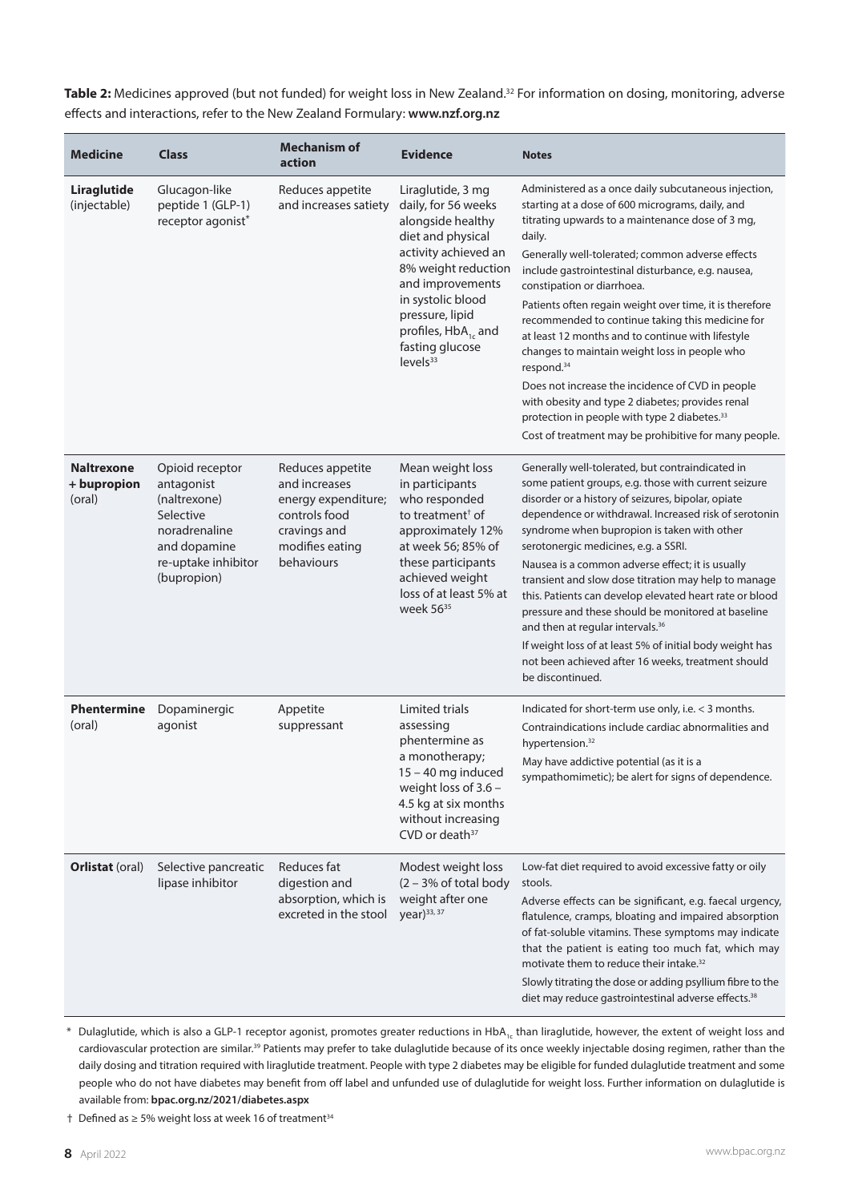**Table 2:** Medicines approved (but not funded) for weight loss in New Zealand.[32] For information on dosing, monitoring, adverse effects and interactions, refer to the New Zealand Formulary: **www.nzf.org.nz**

| Medicine | Class | Mechanism of action | Evidence | Notes |
|---|---|---|---|---|
| **Liraglutide** (injectable) | Glucagon-like peptide 1 (GLP-1) receptor agonist* | Reduces appetite and increases satiety | Liraglutide, 3 mg daily, for 56 weeks alongside healthy diet and physical activity achieved an 8% weight reduction and improvements in systolic blood pressure, lipid profiles, $HbA_{1c}$ and fasting glucose levels[33] | Administered as a once daily subcutaneous injection, starting at a dose of 600 micrograms, daily, and titrating upwards to a maintenance dose of 3 mg, daily.<br>Generally well-tolerated; common adverse effects include gastrointestinal disturbance, e.g. nausea, constipation or diarrhoea.<br>Patients often regain weight over time, it is therefore recommended to continue taking this medicine for at least 12 months and to continue with lifestyle changes to maintain weight loss in people who respond.[34]<br>Does not increase the incidence of CVD in people with obesity and type 2 diabetes; provides renal protection in people with type 2 diabetes.[33]<br>Cost of treatment may be prohibitive for many people. |
| **Naltrexone + bupropion** (oral) | Opioid receptor antagonist (naltrexone)<br>Selective noradrenaline and dopamine re-uptake inhibitor (bupropion) | Reduces appetite and increases energy expenditure; controls food cravings and modifies eating behaviours | Mean weight loss in participants who responded to treatment† of approximately 12% at week 56; 85% of these participants achieved weight loss of at least 5% at week 56[35] | Generally well-tolerated, but contraindicated in some patient groups, e.g. those with current seizure disorder or a history of seizures, bipolar, opiate dependence or withdrawal. Increased risk of serotonin syndrome when bupropion is taken with other serotonergic medicines, e.g. a SSRI.<br>Nausea is a common adverse effect; it is usually transient and slow dose titration may help to manage this. Patients can develop elevated heart rate or blood pressure and these should be monitored at baseline and then at regular intervals.[36]<br>If weight loss of at least 5% of initial body weight has not been achieved after 16 weeks, treatment should be discontinued. |
| **Phentermine** (oral) | Dopaminergic agonist | Appetite suppressant | Limited trials assessing phentermine as a monotherapy; 15 – 40 mg induced weight loss of 3.6 – 4.5 kg at six months without increasing CVD or death[37] | Indicated for short-term use only, i.e. < 3 months.<br>Contraindications include cardiac abnormalities and hypertension.[32]<br>May have addictive potential (as it is a sympathomimetic); be alert for signs of dependence. |
| **Orlistat** (oral) | Selective pancreatic lipase inhibitor | Reduces fat digestion and absorption, which is excreted in the stool | Modest weight loss (2 – 3% of total body weight after one year)[33, 37] | Low-fat diet required to avoid excessive fatty or oily stools.<br>Adverse effects can be significant, e.g. faecal urgency, flatulence, cramps, bloating and impaired absorption of fat-soluble vitamins. These symptoms may indicate that the patient is eating too much fat, which may motivate them to reduce their intake.[32]<br>Slowly titrating the dose or adding psyllium fibre to the diet may reduce gastrointestinal adverse effects.[38] |

\* Dulaglutide, which is also a GLP-1 receptor agonist, promotes greater reductions in $HbA_{1c}$ than liraglutide, however, the extent of weight loss and cardiovascular protection are similar.[39] Patients may prefer to take dulaglutide because of its once weekly injectable dosing regimen, rather than the daily dosing and titration required with liraglutide treatment. People with type 2 diabetes may be eligible for funded dulaglutide treatment and some people who do not have diabetes may benefit from off label and unfunded use of dulaglutide for weight loss. Further information on dulaglutide is available from: **bpac.org.nz/2021/diabetes.aspx**

† Defined as ≥ 5% weight loss at week 16 of treatment[34]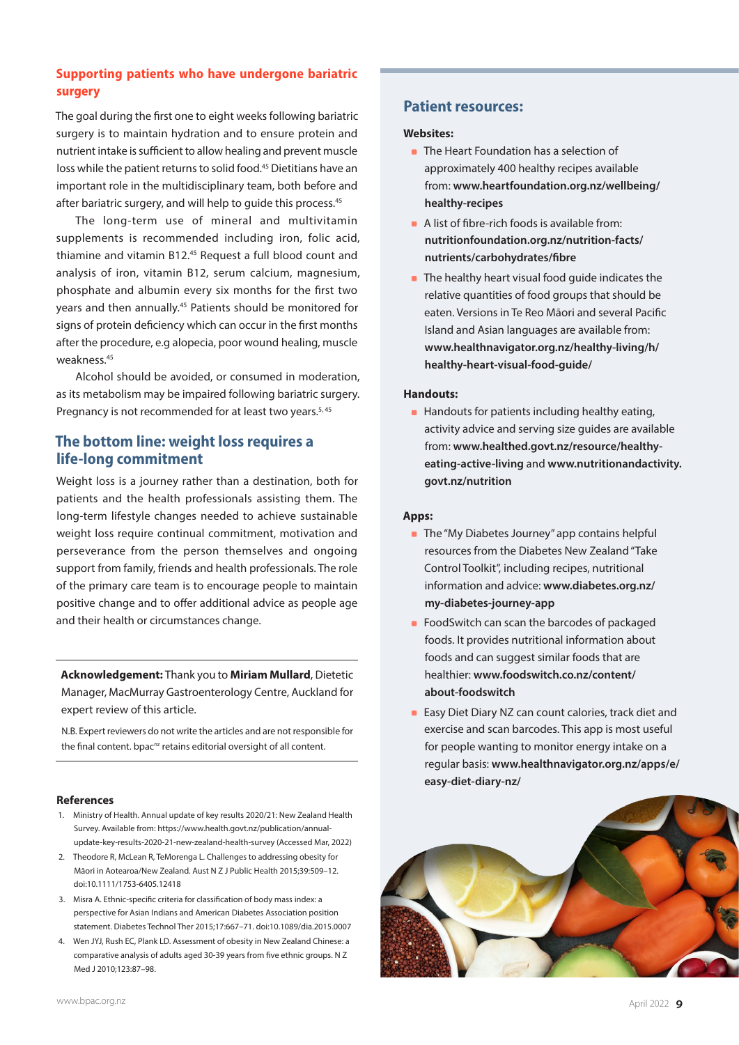## Supporting patients who have undergone bariatric surgery

The goal during the first one to eight weeks following bariatric surgery is to maintain hydration and to ensure protein and nutrient intake is sufficient to allow healing and prevent muscle loss while the patient returns to solid food.[45] Dietitians have an important role in the multidisciplinary team, both before and after bariatric surgery, and will help to guide this process.[45]

The long-term use of mineral and multivitamin supplements is recommended including iron, folic acid, thiamine and vitamin B12.[45] Request a full blood count and analysis of iron, vitamin B12, serum calcium, magnesium, phosphate and albumin every six months for the first two years and then annually.[45] Patients should be monitored for signs of protein deficiency which can occur in the first months after the procedure, e.g alopecia, poor wound healing, muscle weakness.[45]

Alcohol should be avoided, or consumed in moderation, as its metabolism may be impaired following bariatric surgery. Pregnancy is not recommended for at least two years.[5, 45]

## The bottom line: weight loss requires a life-long commitment

Weight loss is a journey rather than a destination, both for patients and the health professionals assisting them. The long-term lifestyle changes needed to achieve sustainable weight loss require continual commitment, motivation and perseverance from the person themselves and ongoing support from family, friends and health professionals. The role of the primary care team is to encourage people to maintain positive change and to offer additional advice as people age and their health or circumstances change.

**Acknowledgement:** Thank you to **Miriam Mullard**, Dietetic Manager, MacMurray Gastroenterology Centre, Auckland for expert review of this article.

N.B. Expert reviewers do not write the articles and are not responsible for the final content. bpac[nz] retains editorial oversight of all content.

## Patient resources:

**Websites:**

- The Heart Foundation has a selection of approximately 400 healthy recipes available from: **www.heartfoundation.org.nz/wellbeing/healthy-recipes**
- A list of fibre-rich foods is available from: **nutritionfoundation.org.nz/nutrition-facts/nutrients/carbohydrates/fibre**
- The healthy heart visual food guide indicates the relative quantities of food groups that should be eaten. Versions in Te Reo Māori and several Pacific Island and Asian languages are available from: **www.healthnavigator.org.nz/healthy-living/h/healthy-heart-visual-food-guide/**

**Handouts:**

- Handouts for patients including healthy eating, activity advice and serving size guides are available from: **www.healthed.govt.nz/resource/healthy-eating-active-living** and **www.nutritionandactivity.govt.nz/nutrition**

**Apps:**

- The "My Diabetes Journey" app contains helpful resources from the Diabetes New Zealand "Take Control Toolkit", including recipes, nutritional information and advice: **www.diabetes.org.nz/my-diabetes-journey-app**
- FoodSwitch can scan the barcodes of packaged foods. It provides nutritional information about foods and can suggest similar foods that are healthier: **www.foodswitch.co.nz/content/about-foodswitch**
- Easy Diet Diary NZ can count calories, track diet and exercise and scan barcodes. This app is most useful for people wanting to monitor energy intake on a regular basis: **www.healthnavigator.org.nz/apps/e/easy-diet-diary-nz/**

### References

1. Ministry of Health. Annual update of key results 2020/21: New Zealand Health Survey. Available from: https://www.health.govt.nz/publication/annual-update-key-results-2020-21-new-zealand-health-survey (Accessed Mar, 2022)
2. Theodore R, McLean R, TeMorenga L. Challenges to addressing obesity for Māori in Aotearoa/New Zealand. Aust N Z J Public Health 2015;39:509–12. doi:10.1111/1753-6405.12418
3. Misra A. Ethnic-specific criteria for classification of body mass index: a perspective for Asian Indians and American Diabetes Association position statement. Diabetes Technol Ther 2015;17:667–71. doi:10.1089/dia.2015.0007
4. Wen JYJ, Rush EC, Plank LD. Assessment of obesity in New Zealand Chinese: a comparative analysis of adults aged 30-39 years from five ethnic groups. N Z Med J 2010;123:87–98.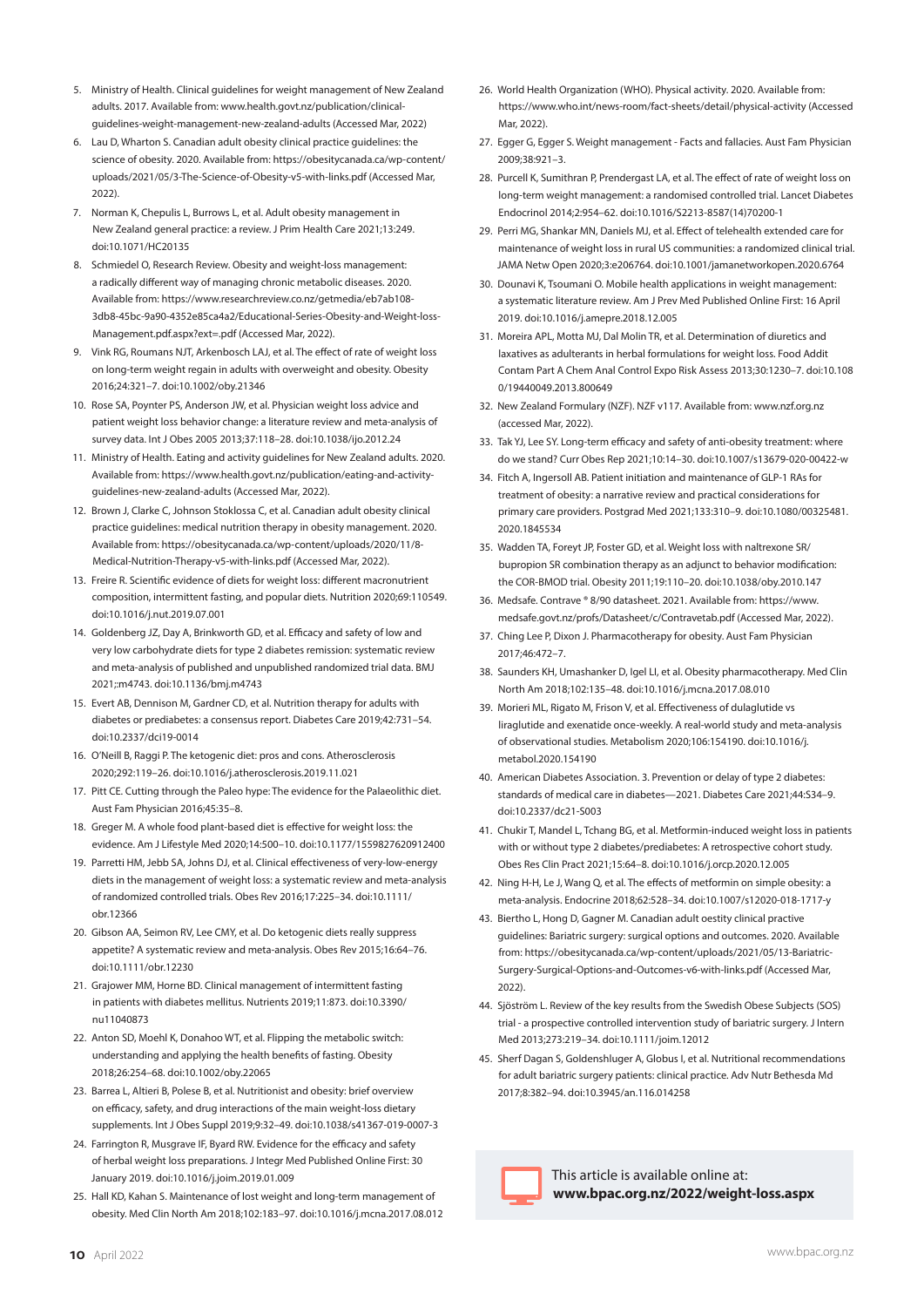5. Ministry of Health. Clinical guidelines for weight management of New Zealand adults. 2017. Available from: www.health.govt.nz/publication/clinical-guidelines-weight-management-new-zealand-adults (Accessed Mar, 2022)
6. Lau D, Wharton S. Canadian adult obesity clinical practice guidelines: the science of obesity. 2020. Available from: https://obesitycanada.ca/wp-content/uploads/2021/05/3-The-Science-of-Obesity-v5-with-links.pdf (Accessed Mar, 2022).
7. Norman K, Chepulis L, Burrows L, et al. Adult obesity management in New Zealand general practice: a review. J Prim Health Care 2021;13:249. doi:10.1071/HC20135
8. Schmiedel O, Research Review. Obesity and weight-loss management: a radically different way of managing chronic metabolic diseases. 2020. Available from: https://www.researchreview.co.nz/getmedia/eb7ab108-3db8-45bc-9a90-4352e85ca4a2/Educational-Series-Obesity-and-Weight-loss-Management.pdf.aspx?ext=.pdf (Accessed Mar, 2022).
9. Vink RG, Roumans NJT, Arkenbosch LAJ, et al. The effect of rate of weight loss on long-term weight regain in adults with overweight and obesity. Obesity 2016;24:321–7. doi:10.1002/oby.21346
10. Rose SA, Poynter PS, Anderson JW, et al. Physician weight loss advice and patient weight loss behavior change: a literature review and meta-analysis of survey data. Int J Obes 2005 2013;37:118–28. doi:10.1038/ijo.2012.24
11. Ministry of Health. Eating and activity guidelines for New Zealand adults. 2020. Available from: https://www.health.govt.nz/publication/eating-and-activity-guidelines-new-zealand-adults (Accessed Mar, 2022).
12. Brown J, Clarke C, Johnson Stoklossa C, et al. Canadian adult obesity clinical practice guidelines: medical nutrition therapy in obesity management. 2020. Available from: https://obesitycanada.ca/wp-content/uploads/2020/11/8-Medical-Nutrition-Therapy-v5-with-links.pdf (Accessed Mar, 2022).
13. Freire R. Scientific evidence of diets for weight loss: different macronutrient composition, intermittent fasting, and popular diets. Nutrition 2020;69:110549. doi:10.1016/j.nut.2019.07.001
14. Goldenberg JZ, Day A, Brinkworth GD, et al. Efficacy and safety of low and very low carbohydrate diets for type 2 diabetes remission: systematic review and meta-analysis of published and unpublished randomized trial data. BMJ 2021;:m4743. doi:10.1136/bmj.m4743
15. Evert AB, Dennison M, Gardner CD, et al. Nutrition therapy for adults with diabetes or prediabetes: a consensus report. Diabetes Care 2019;42:731–54. doi:10.2337/dci19-0014
16. O'Neill B, Raggi P. The ketogenic diet: pros and cons. Atherosclerosis 2020;292:119–26. doi:10.1016/j.atherosclerosis.2019.11.021
17. Pitt CE. Cutting through the Paleo hype: The evidence for the Palaeolithic diet. Aust Fam Physician 2016;45:35–8.
18. Greger M. A whole food plant-based diet is effective for weight loss: the evidence. Am J Lifestyle Med 2020;14:500–10. doi:10.1177/1559827620912400
19. Parretti HM, Jebb SA, Johns DJ, et al. Clinical effectiveness of very-low-energy diets in the management of weight loss: a systematic review and meta-analysis of randomized controlled trials. Obes Rev 2016;17:225–34. doi:10.1111/obr.12366
20. Gibson AA, Seimon RV, Lee CMY, et al. Do ketogenic diets really suppress appetite? A systematic review and meta-analysis. Obes Rev 2015;16:64–76. doi:10.1111/obr.12230
21. Grajower MM, Horne BD. Clinical management of intermittent fasting in patients with diabetes mellitus. Nutrients 2019;11:873. doi:10.3390/nu11040873
22. Anton SD, Moehl K, Donahoo WT, et al. Flipping the metabolic switch: understanding and applying the health benefits of fasting. Obesity 2018;26:254–68. doi:10.1002/oby.22065
23. Barrea L, Altieri B, Polese B, et al. Nutritionist and obesity: brief overview on efficacy, safety, and drug interactions of the main weight-loss dietary supplements. Int J Obes Suppl 2019;9:32–49. doi:10.1038/s41367-019-0007-3
24. Farrington R, Musgrave IF, Byard RW. Evidence for the efficacy and safety of herbal weight loss preparations. J Integr Med Published Online First: 30 January 2019. doi:10.1016/j.joim.2019.01.009
25. Hall KD, Kahan S. Maintenance of lost weight and long-term management of obesity. Med Clin North Am 2018;102:183–97. doi:10.1016/j.mcna.2017.08.012
26. World Health Organization (WHO). Physical activity. 2020. Available from: https://www.who.int/news-room/fact-sheets/detail/physical-activity (Accessed Mar, 2022).
27. Egger G, Egger S. Weight management - Facts and fallacies. Aust Fam Physician 2009;38:921–3.
28. Purcell K, Sumithran P, Prendergast LA, et al. The effect of rate of weight loss on long-term weight management: a randomised controlled trial. Lancet Diabetes Endocrinol 2014;2:954–62. doi:10.1016/S2213-8587(14)70200-1
29. Perri MG, Shankar MN, Daniels MJ, et al. Effect of telehealth extended care for maintenance of weight loss in rural US communities: a randomized clinical trial. JAMA Netw Open 2020;3:e206764. doi:10.1001/jamanetworkopen.2020.6764
30. Dounavi K, Tsoumani O. Mobile health applications in weight management: a systematic literature review. Am J Prev Med Published Online First: 16 April 2019. doi:10.1016/j.amepre.2018.12.005
31. Moreira APL, Motta MJ, Dal Molin TR, et al. Determination of diuretics and laxatives as adulterants in herbal formulations for weight loss. Food Addit Contam Part A Chem Anal Control Expo Risk Assess 2013;30:1230–7. doi:10.1080/19440049.2013.800649
32. New Zealand Formulary (NZF). NZF v117. Available from: www.nzf.org.nz (accessed Mar, 2022).
33. Tak YJ, Lee SY. Long-term efficacy and safety of anti-obesity treatment: where do we stand? Curr Obes Rep 2021;10:14–30. doi:10.1007/s13679-020-00422-w
34. Fitch A, Ingersoll AB. Patient initiation and maintenance of GLP-1 RAs for treatment of obesity: a narrative review and practical considerations for primary care providers. Postgrad Med 2021;133:310–9. doi:10.1080/00325481.2020.1845534
35. Wadden TA, Foreyt JP, Foster GD, et al. Weight loss with naltrexone SR/bupropion SR combination therapy as an adjunct to behavior modification: the COR-BMOD trial. Obesity 2011;19:110–20. doi:10.1038/oby.2010.147
36. Medsafe. Contrave ® 8/90 datasheet. 2021. Available from: https://www.medsafe.govt.nz/profs/Datasheet/c/Contravetab.pdf (Accessed Mar, 2022).
37. Ching Lee P, Dixon J. Pharmacotherapy for obesity. Aust Fam Physician 2017;46:472–7.
38. Saunders KH, Umashanker D, Igel LI, et al. Obesity pharmacotherapy. Med Clin North Am 2018;102:135–48. doi:10.1016/j.mcna.2017.08.010
39. Morieri ML, Rigato M, Frison V, et al. Effectiveness of dulaglutide vs liraglutide and exenatide once-weekly. A real-world study and meta-analysis of observational studies. Metabolism 2020;106:154190. doi:10.1016/j.metabol.2020.154190
40. American Diabetes Association. 3. Prevention or delay of type 2 diabetes: standards of medical care in diabetes—2021. Diabetes Care 2021;44:S34–9. doi:10.2337/dc21-S003
41. Chukir T, Mandel L, Tchang BG, et al. Metformin-induced weight loss in patients with or without type 2 diabetes/prediabetes: A retrospective cohort study. Obes Res Clin Pract 2021;15:64–8. doi:10.1016/j.orcp.2020.12.005
42. Ning H-H, Le J, Wang Q, et al. The effects of metformin on simple obesity: a meta-analysis. Endocrine 2018;62:528–34. doi:10.1007/s12020-018-1717-y
43. Biertho L, Hong D, Gagner M. Canadian adult oestity clinical practive guidelines: Bariatric surgery: surgical options and outcomes. 2020. Available from: https://obesitycanada.ca/wp-content/uploads/2021/05/13-Bariatric-Surgery-Surgical-Options-and-Outcomes-v6-with-links.pdf (Accessed Mar, 2022).
44. Sjöström L. Review of the key results from the Swedish Obese Subjects (SOS) trial - a prospective controlled intervention study of bariatric surgery. J Intern Med 2013;273:219–34. doi:10.1111/joim.12012
45. Sherf Dagan S, Goldenshluger A, Globus I, et al. Nutritional recommendations for adult bariatric surgery patients: clinical practice. Adv Nutr Bethesda Md 2017;8:382–94. doi:10.3945/an.116.014258

This article is available online at:
**www.bpac.org.nz/2022/weight-loss.aspx**